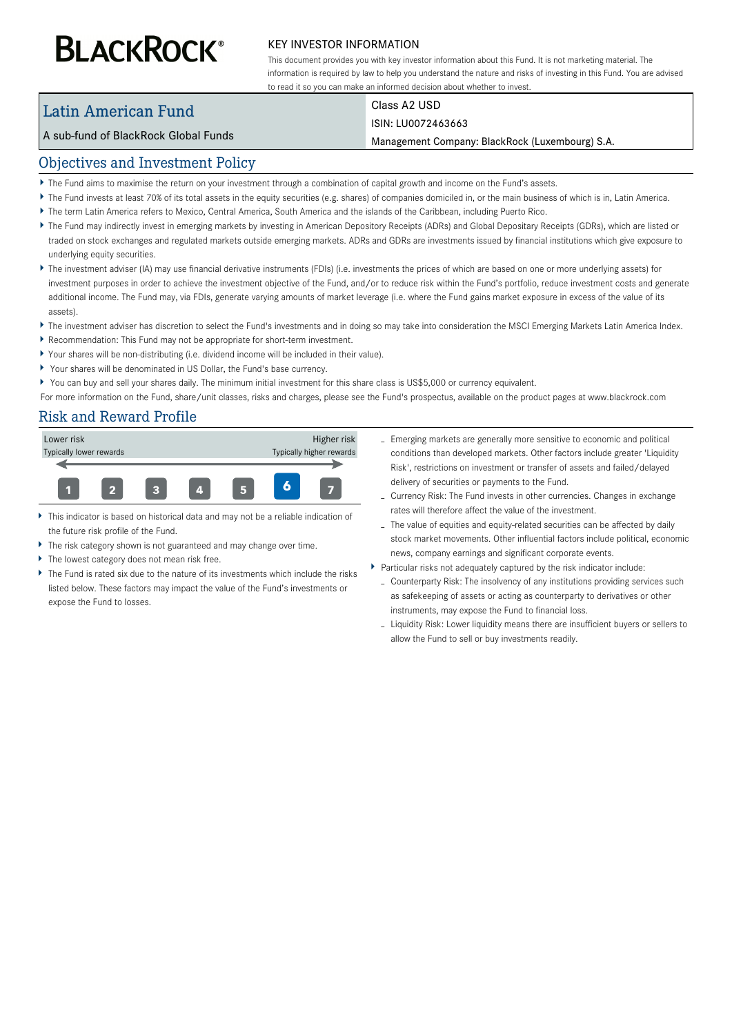# BLACKROCK®

## KEY INVESTOR INFORMATION

This document provides you with key investor information about this Fund. It is not marketing material. The information is required by law to help you understand the nature and risks of investing in this Fund. You are advised to read it so you can make an informed decision about whether to invest.

| Latin American Fund | Class A2 USD |
| --- | --- |
| A sub-fund of BlackRock Global Funds | ISIN: LU0072463663 |
| | Management Company: BlackRock (Luxembourg) S.A. |

## Objectives and Investment Policy

- The Fund aims to maximise the return on your investment through a combination of capital growth and income on the Fund's assets.
- The Fund invests at least 70% of its total assets in the equity securities (e.g. shares) of companies domiciled in, or the main business of which is in, Latin America.
- The term Latin America refers to Mexico, Central America, South America and the islands of the Caribbean, including Puerto Rico.
- The Fund may indirectly invest in emerging markets by investing in American Depository Receipts (ADRs) and Global Depositary Receipts (GDRs), which are listed or traded on stock exchanges and regulated markets outside emerging markets. ADRs and GDRs are investments issued by financial institutions which give exposure to underlying equity securities.
- The investment adviser (IA) may use financial derivative instruments (FDIs) (i.e. investments the prices of which are based on one or more underlying assets) for investment purposes in order to achieve the investment objective of the Fund, and/or to reduce risk within the Fund's portfolio, reduce investment costs and generate additional income. The Fund may, via FDIs, generate varying amounts of market leverage (i.e. where the Fund gains market exposure in excess of the value of its assets).
- The investment adviser has discretion to select the Fund's investments and in doing so may take into consideration the MSCI Emerging Markets Latin America Index.
- Recommendation: This Fund may not be appropriate for short-term investment.
- Your shares will be non-distributing (i.e. dividend income will be included in their value).
- Your shares will be denominated in US Dollar, the Fund's base currency.
- You can buy and sell your shares daily. The minimum initial investment for this share class is US$5,000 or currency equivalent.

For more information on the Fund, share/unit classes, risks and charges, please see the Fund's prospectus, available on the product pages at www.blackrock.com

## Risk and Reward Profile

| Lower risk<br>Typically lower rewards | | | | | | Higher risk<br>Typically higher rewards |
| --- | --- | --- | --- | --- | --- | --- |
| 1 | 2 | 3 | 4 | 5 | **6** | 7 |

- This indicator is based on historical data and may not be a reliable indication of the future risk profile of the Fund.
- The risk category shown is not guaranteed and may change over time.
- The lowest category does not mean risk free.
- The Fund is rated six due to the nature of its investments which include the risks listed below. These factors may impact the value of the Fund's investments or expose the Fund to losses.
  - Emerging markets are generally more sensitive to economic and political conditions than developed markets. Other factors include greater 'Liquidity Risk', restrictions on investment or transfer of assets and failed/delayed delivery of securities or payments to the Fund.
  - Currency Risk: The Fund invests in other currencies. Changes in exchange rates will therefore affect the value of the investment.
  - The value of equities and equity-related securities can be affected by daily stock market movements. Other influential factors include political, economic news, company earnings and significant corporate events.
- Particular risks not adequately captured by the risk indicator include:
  - Counterparty Risk: The insolvency of any institutions providing services such as safekeeping of assets or acting as counterparty to derivatives or other instruments, may expose the Fund to financial loss.
  - Liquidity Risk: Lower liquidity means there are insufficient buyers or sellers to allow the Fund to sell or buy investments readily.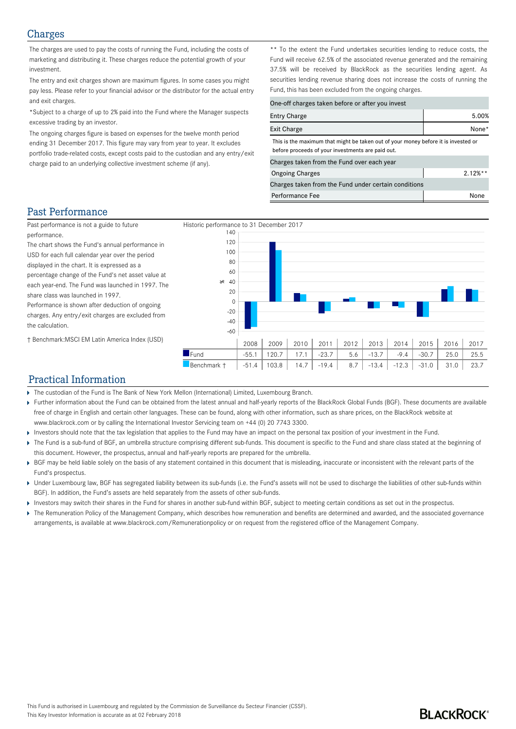## Charges

The charges are used to pay the costs of running the Fund, including the costs of marketing and distributing it. These charges reduce the potential growth of your investment.

The entry and exit charges shown are maximum figures. In some cases you might pay less. Please refer to your financial advisor or the distributor for the actual entry and exit charges.

*Subject to a charge of up to 2% paid into the Fund where the Manager suspects excessive trading by an investor.

The ongoing charges figure is based on expenses for the twelve month period ending 31 December 2017. This figure may vary from year to year. It excludes portfolio trade-related costs, except costs paid to the custodian and any entry/exit charge paid to an underlying collective investment scheme (if any).

** To the extent the Fund undertakes securities lending to reduce costs, the Fund will receive 62.5% of the associated revenue generated and the remaining 37.5% will be received by BlackRock as the securities lending agent. As securities lending revenue sharing does not increase the costs of running the Fund, this has been excluded from the ongoing charges.

| One-off charges taken before or after you invest | |
|---|---|
| Entry Charge | 5.00% |
| Exit Charge | None* |
| This is the maximum that might be taken out of your money before it is invested or before proceeds of your investments are paid out. | |
| **Charges taken from the Fund over each year** | |
| Ongoing Charges | 2.12%** |
| **Charges taken from the Fund under certain conditions** | |
| Performance Fee | None |

## Past Performance

Past performance is not a guide to future performance.

The chart shows the Fund's annual performance in USD for each full calendar year over the period displayed in the chart. It is expressed as a percentage change of the Fund's net asset value at each year-end. The Fund was launched in 1997. The share class was launched in 1997.

Performance is shown after deduction of ongoing charges. Any entry/exit charges are excluded from the calculation.

† Benchmark:MSCI EM Latin America Index (USD)

Historic performance to 31 December 2017

%

140
120
100
80
60
40
20
0
-20
-40
-60

| | 2008 | 2009 | 2010 | 2011 | 2012 | 2013 | 2014 | 2015 | 2016 | 2017 |
|---|---|---|---|---|---|---|---|---|---|---|
| Fund | -55.1 | 120.7 | 17.1 | -23.7 | 5.6 | -13.7 | -9.4 | -30.7 | 25.0 | 25.5 |
| Benchmark † | -51.4 | 103.8 | 14.7 | -19.4 | 8.7 | -13.4 | -12.3 | -31.0 | 31.0 | 23.7 |

## Practical Information

- The custodian of the Fund is The Bank of New York Mellon (International) Limited, Luxembourg Branch.
- Further information about the Fund can be obtained from the latest annual and half-yearly reports of the BlackRock Global Funds (BGF). These documents are available free of charge in English and certain other languages. These can be found, along with other information, such as share prices, on the BlackRock website at www.blackrock.com or by calling the International Investor Servicing team on +44 (0) 20 7743 3300.
- Investors should note that the tax legislation that applies to the Fund may have an impact on the personal tax position of your investment in the Fund.
- The Fund is a sub-fund of BGF, an umbrella structure comprising different sub-funds. This document is specific to the Fund and share class stated at the beginning of this document. However, the prospectus, annual and half-yearly reports are prepared for the umbrella.
- BGF may be held liable solely on the basis of any statement contained in this document that is misleading, inaccurate or inconsistent with the relevant parts of the Fund's prospectus.
- Under Luxembourg law, BGF has segregated liability between its sub-funds (i.e. the Fund's assets will not be used to discharge the liabilities of other sub-funds within BGF). In addition, the Fund's assets are held separately from the assets of other sub-funds.
- Investors may switch their shares in the Fund for shares in another sub-fund within BGF, subject to meeting certain conditions as set out in the prospectus.
- The Remuneration Policy of the Management Company, which describes how remuneration and benefits are determined and awarded, and the associated governance arrangements, is available at www.blackrock.com/Remunerationpolicy or on request from the registered office of the Management Company.

This Fund is authorised in Luxembourg and regulated by the Commission de Surveillance du Secteur Financier (CSSF).
This Key Investor Information is accurate as at 02 February 2018